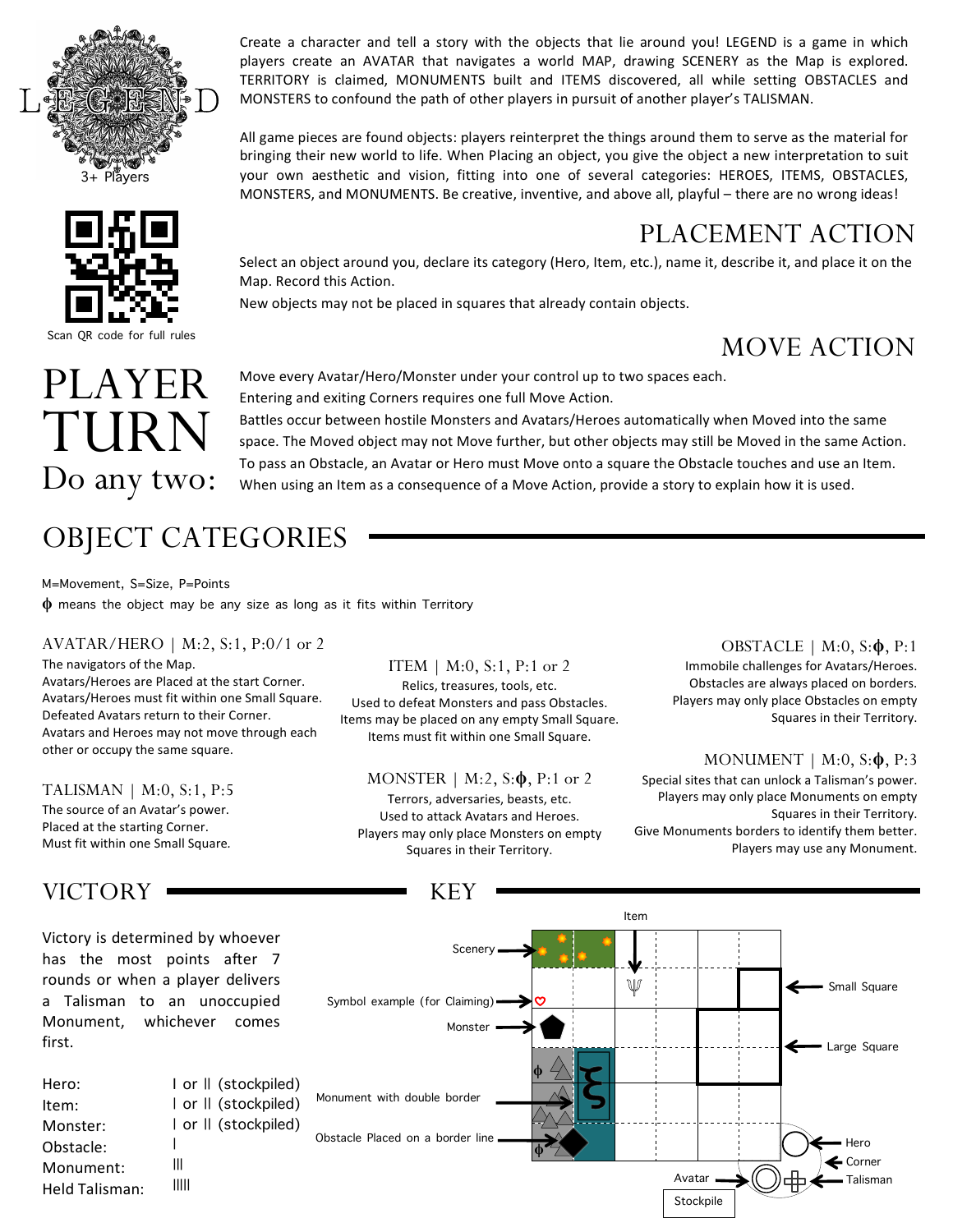# LEGEND

3+ Players

Scan QR code for full rules

Create a character and tell a story with the objects that lie around you! LEGEND is a game in which players create an AVATAR that navigates a world MAP, drawing SCENERY as the Map is explored. TERRITORY is claimed, MONUMENTS built and ITEMS discovered, all while setting OBSTACLES and MONSTERS to confound the path of other players in pursuit of another player's TALISMAN.

All game pieces are found objects: players reinterpret the things around them to serve as the material for bringing their new world to life. When Placing an object, you give the object a new interpretation to suit your own aesthetic and vision, fitting into one of several categories: HEROES, ITEMS, OBSTACLES, MONSTERS, and MONUMENTS. Be creative, inventive, and above all, playful – there are no wrong ideas!

## PLAYER TURN

### Do any two:

## PLACEMENT ACTION

Select an object around you, declare its category (Hero, Item, etc.), name it, describe it, and place it on the Map. Record this Action.

New objects may not be placed in squares that already contain objects.

## MOVE ACTION

Move every Avatar/Hero/Monster under your control up to two spaces each.

Entering and exiting Corners requires one full Move Action.

Battles occur between hostile Monsters and Avatars/Heroes automatically when Moved into the same space. The Moved object may not Move further, but other objects may still be Moved in the same Action.

To pass an Obstacle, an Avatar or Hero must Move onto a square the Obstacle touches and use an Item.

When using an Item as a consequence of a Move Action, provide a story to explain how it is used.

## OBJECT CATEGORIES

M=Movement, S=Size, P=Points

ϕ means the object may be any size as long as it fits within Territory

### AVATAR/HERO | M:2, S:1, P:0/1 or 2

The navigators of the Map.
Avatars/Heroes are Placed at the start Corner.
Avatars/Heroes must fit within one Small Square.
Defeated Avatars return to their Corner.
Avatars and Heroes may not move through each other or occupy the same square.

### TALISMAN | M:0, S:1, P:5

The source of an Avatar's power.
Placed at the starting Corner.
Must fit within one Small Square.

### ITEM | M:0, S:1, P:1 or 2

Relics, treasures, tools, etc.
Used to defeat Monsters and pass Obstacles.
Items may be placed on any empty Small Square.
Items must fit within one Small Square.

### MONSTER | M:2, S:ϕ, P:1 or 2

Terrors, adversaries, beasts, etc.
Used to attack Avatars and Heroes.
Players may only place Monsters on empty Squares in their Territory.

### OBSTACLE | M:0, S:ϕ, P:1

Immobile challenges for Avatars/Heroes.
Obstacles are always placed on borders.
Players may only place Obstacles on empty Squares in their Territory.

### MONUMENT | M:0, S:ϕ, P:3

Special sites that can unlock a Talisman's power.
Players may only place Monuments on empty Squares in their Territory.
Give Monuments borders to identify them better.
Players may use any Monument.

## VICTORY

Victory is determined by whoever has the most points after 7 rounds or when a player delivers a Talisman to an unoccupied Monument, whichever comes first.

| | |
|---|---|
| Hero: | I or II (stockpiled) |
| Item: | I or II (stockpiled) |
| Monster: | I or II (stockpiled) |
| Obstacle: | I |
| Monument: | III |
| Held Talisman: | IIIII |

## KEY

Item, Scenery, Symbol example (for Claiming), Monster, Monument with double border, Obstacle Placed on a border line, Small Square, Large Square, Hero, Corner, Talisman, Avatar, Stockpile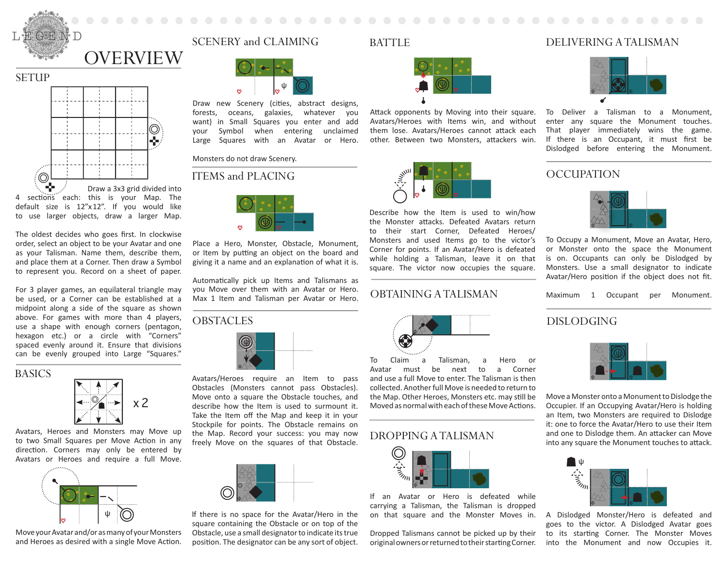LEGEND

# OVERVIEW

## SETUP

Draw a 3x3 grid divided into 4 sections each: this is your Map. The default size is 12"x12". If you would like to use larger objects, draw a larger Map.

The oldest decides who goes first. In clockwise order, select an object to be your Avatar and one as your Talisman. Name them, describe them, and place them at a Corner. Then draw a Symbol to represent you. Record on a sheet of paper.

For 3 player games, an equilateral triangle may be used, or a Corner can be established at a midpoint along a side of the square as shown above. For games with more than 4 players, use a shape with enough corners (pentagon, hexagon etc.) or a circle with "Corners" spaced evenly around it. Ensure that divisions can be evenly grouped into Large "Squares."

## BASICS

x 2

Avatars, Heroes and Monsters may Move up to two Small Squares per Move Action in any direction. Corners may only be entered by Avatars or Heroes and require a full Move.

Move your Avatar and/or as many of your Monsters and Heroes as desired with a single Move Action.

## SCENERY and CLAIMING

Draw new Scenery (cities, abstract designs, forests, oceans, galaxies, whatever you want) in Small Squares you enter and add your Symbol when entering unclaimed Large Squares with an Avatar or Hero.

Monsters do not draw Scenery.

## ITEMS and PLACING

Place a Hero, Monster, Obstacle, Monument, or Item by putting an object on the board and giving it a name and an explanation of what it is.

Automatically pick up Items and Talismans as you Move over them with an Avatar or Hero. Max 1 Item and Talisman per Avatar or Hero.

## OBSTACLES

Avatars/Heroes require an Item to pass Obstacles (Monsters cannot pass Obstacles). Move onto a square the Obstacle touches, and describe how the Item is used to surmount it. Take the Item off the Map and keep it in your Stockpile for points. The Obstacle remains on the Map. Record your success: you may now freely Move on the squares of that Obstacle.

If there is no space for the Avatar/Hero in the square containing the Obstacle or on top of the Obstacle, use a small designator to indicate its true position. The designator can be any sort of object.

## BATTLE

Attack opponents by Moving into their square. Avatars/Heroes with Items win, and without them lose. Avatars/Heroes cannot attack each other. Between two Monsters, attackers win.

Describe how the Item is used to win/how the Monster attacks. Defeated Avatars return to their start Corner, Defeated Heroes/Monsters and used Items go to the victor's Corner for points. If an Avatar/Hero is defeated while holding a Talisman, leave it on that square. The victor now occupies the square.

## OBTAINING A TALISMAN

To Claim a Talisman, a Hero or Avatar must be next to a Corner and use a full Move to enter. The Talisman is then collected. Another full Move is needed to return to the Map. Other Heroes, Monsters etc. may still be Moved as normal with each of these Move Actions.

## DROPPING A TALISMAN

If an Avatar or Hero is defeated while carrying a Talisman, the Talisman is dropped on that square and the Monster Moves in.

Dropped Talismans cannot be picked up by their original owners or returned to their starting Corner.

## DELIVERING A TALISMAN

To Deliver a Talisman to a Monument, enter any square the Monument touches. That player immediately wins the game. If there is an Occupant, it must first be Dislodged before entering the Monument.

## OCCUPATION

To Occupy a Monument, Move an Avatar, Hero, or Monster onto the space the Monument is on. Occupants can only be Dislodged by Monsters. Use a small designator to indicate Avatar/Hero position if the object does not fit.

Maximum 1 Occupant per Monument.

## DISLODGING

Move a Monster onto a Monument to Dislodge the Occupier. If an Occupying Avatar/Hero is holding an Item, two Monsters are required to Dislodge it: one to force the Avatar/Hero to use their Item and one to Dislodge them. An attacker can Move into any square the Monument touches to attack.

A Dislodged Monster/Hero is defeated and goes to the victor. A Dislodged Avatar goes to its starting Corner. The Monster Moves into the Monument and now Occupies it.